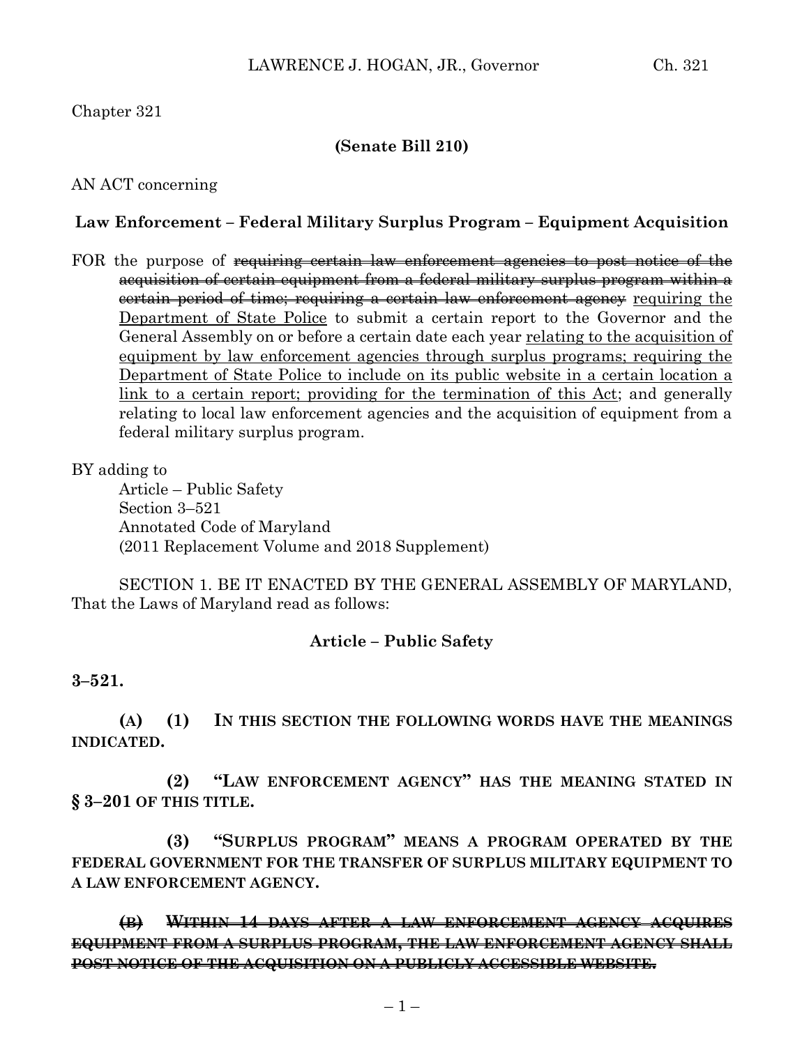Chapter 321

**(Senate Bill 210)**

AN ACT concerning

**Law Enforcement – Federal Military Surplus Program – Equipment Acquisition**

FOR the purpose of ~~requiring certain law enforcement agencies to post notice of the acquisition of certain equipment from a federal military surplus program within a certain period of time; requiring a certain law enforcement agency~~ <u>requiring the Department of State Police</u> to submit a certain report to the Governor and the General Assembly on or before a certain date each year <u>relating to the acquisition of equipment by law enforcement agencies through surplus programs; requiring the Department of State Police to include on its public website in a certain location a link to a certain report; providing for the termination of this Act</u>; and generally relating to local law enforcement agencies and the acquisition of equipment from a federal military surplus program.

BY adding to

Article – Public Safety
Section 3–521
Annotated Code of Maryland
(2011 Replacement Volume and 2018 Supplement)

SECTION 1. BE IT ENACTED BY THE GENERAL ASSEMBLY OF MARYLAND, That the Laws of Maryland read as follows:

**Article – Public Safety**

**3–521.**

**(A) (1) IN THIS SECTION THE FOLLOWING WORDS HAVE THE MEANINGS INDICATED.**

**(2) "LAW ENFORCEMENT AGENCY" HAS THE MEANING STATED IN § 3–201 OF THIS TITLE.**

**(3) "SURPLUS PROGRAM" MEANS A PROGRAM OPERATED BY THE FEDERAL GOVERNMENT FOR THE TRANSFER OF SURPLUS MILITARY EQUIPMENT TO A LAW ENFORCEMENT AGENCY.**

~~**(B) WITHIN 14 DAYS AFTER A LAW ENFORCEMENT AGENCY ACQUIRES EQUIPMENT FROM A SURPLUS PROGRAM, THE LAW ENFORCEMENT AGENCY SHALL POST NOTICE OF THE ACQUISITION ON A PUBLICLY ACCESSIBLE WEBSITE.**~~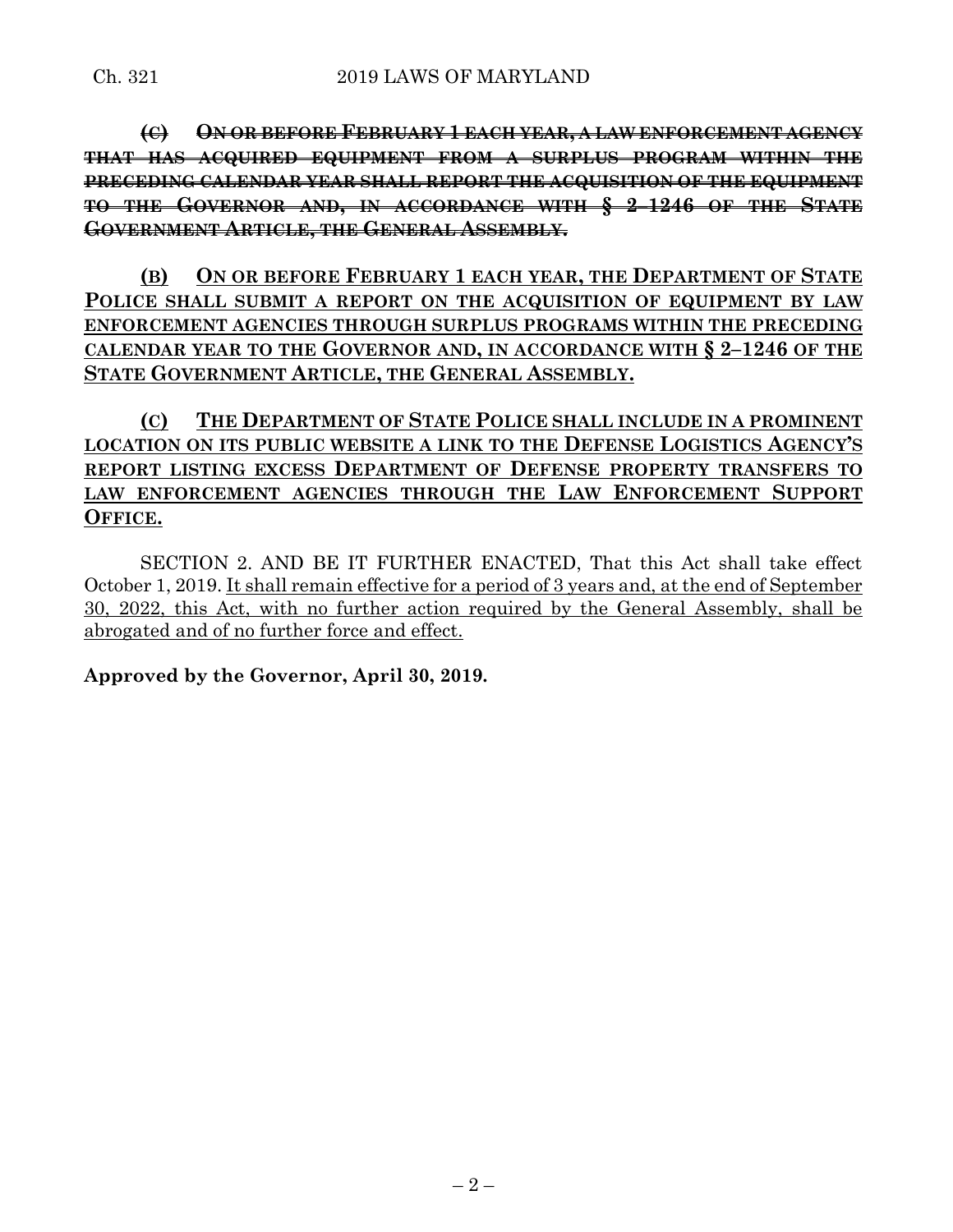~~**(C) ON OR BEFORE FEBRUARY 1 EACH YEAR, A LAW ENFORCEMENT AGENCY THAT HAS ACQUIRED EQUIPMENT FROM A SURPLUS PROGRAM WITHIN THE PRECEDING CALENDAR YEAR SHALL REPORT THE ACQUISITION OF THE EQUIPMENT TO THE GOVERNOR AND, IN ACCORDANCE WITH § 2–1246 OF THE STATE GOVERNMENT ARTICLE, THE GENERAL ASSEMBLY.**~~

<u>**(B) ON OR BEFORE FEBRUARY 1 EACH YEAR, THE DEPARTMENT OF STATE POLICE SHALL SUBMIT A REPORT ON THE ACQUISITION OF EQUIPMENT BY LAW ENFORCEMENT AGENCIES THROUGH SURPLUS PROGRAMS WITHIN THE PRECEDING CALENDAR YEAR TO THE GOVERNOR AND, IN ACCORDANCE WITH § 2–1246 OF THE STATE GOVERNMENT ARTICLE, THE GENERAL ASSEMBLY.**</u>

<u>**(C) THE DEPARTMENT OF STATE POLICE SHALL INCLUDE IN A PROMINENT LOCATION ON ITS PUBLIC WEBSITE A LINK TO THE DEFENSE LOGISTICS AGENCY'S REPORT LISTING EXCESS DEPARTMENT OF DEFENSE PROPERTY TRANSFERS TO LAW ENFORCEMENT AGENCIES THROUGH THE LAW ENFORCEMENT SUPPORT OFFICE.**</u>

SECTION 2. AND BE IT FURTHER ENACTED, That this Act shall take effect October 1, 2019. <u>It shall remain effective for a period of 3 years and, at the end of September 30, 2022, this Act, with no further action required by the General Assembly, shall be abrogated and of no further force and effect.</u>

**Approved by the Governor, April 30, 2019.**